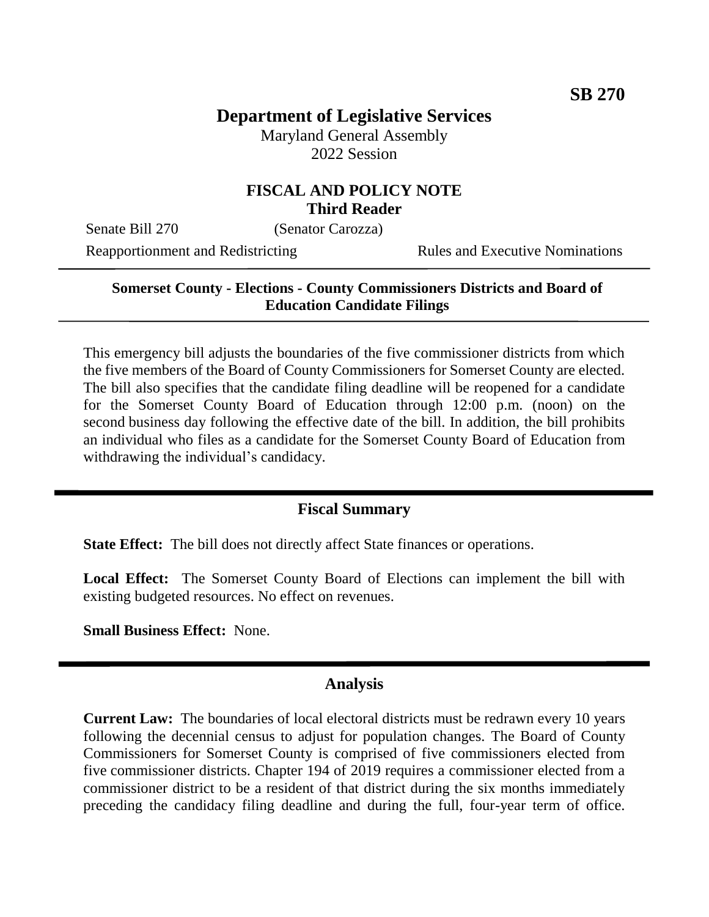**SB 270**

# Department of Legislative Services

Maryland General Assembly
2022 Session

## FISCAL AND POLICY NOTE
**Third Reader**

Senate Bill 270 (Senator Carozza)

Reapportionment and Redistricting Rules and Executive Nominations

---

**Somerset County - Elections - County Commissioners Districts and Board of Education Candidate Filings**

---

This emergency bill adjusts the boundaries of the five commissioner districts from which the five members of the Board of County Commissioners for Somerset County are elected. The bill also specifies that the candidate filing deadline will be reopened for a candidate for the Somerset County Board of Education through 12:00 p.m. (noon) on the second business day following the effective date of the bill. In addition, the bill prohibits an individual who files as a candidate for the Somerset County Board of Education from withdrawing the individual's candidacy.

## Fiscal Summary

**State Effect:** The bill does not directly affect State finances or operations.

**Local Effect:** The Somerset County Board of Elections can implement the bill with existing budgeted resources. No effect on revenues.

**Small Business Effect:** None.

## Analysis

**Current Law:** The boundaries of local electoral districts must be redrawn every 10 years following the decennial census to adjust for population changes. The Board of County Commissioners for Somerset County is comprised of five commissioners elected from five commissioner districts. Chapter 194 of 2019 requires a commissioner elected from a commissioner district to be a resident of that district during the six months immediately preceding the candidacy filing deadline and during the full, four-year term of office.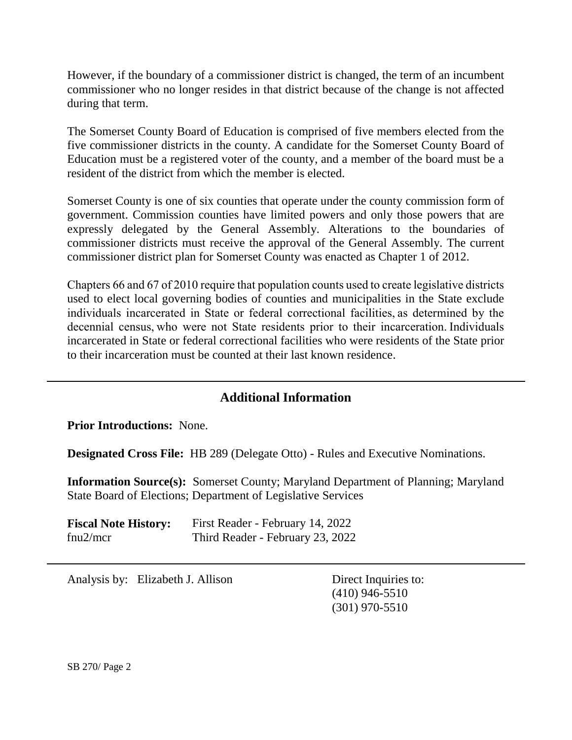However, if the boundary of a commissioner district is changed, the term of an incumbent commissioner who no longer resides in that district because of the change is not affected during that term.

The Somerset County Board of Education is comprised of five members elected from the five commissioner districts in the county. A candidate for the Somerset County Board of Education must be a registered voter of the county, and a member of the board must be a resident of the district from which the member is elected.

Somerset County is one of six counties that operate under the county commission form of government. Commission counties have limited powers and only those powers that are expressly delegated by the General Assembly. Alterations to the boundaries of commissioner districts must receive the approval of the General Assembly. The current commissioner district plan for Somerset County was enacted as Chapter 1 of 2012.

Chapters 66 and 67 of 2010 require that population counts used to create legislative districts used to elect local governing bodies of counties and municipalities in the State exclude individuals incarcerated in State or federal correctional facilities, as determined by the decennial census, who were not State residents prior to their incarceration. Individuals incarcerated in State or federal correctional facilities who were residents of the State prior to their incarceration must be counted at their last known residence.

---

## Additional Information

**Prior Introductions:** None.

**Designated Cross File:** HB 289 (Delegate Otto) - Rules and Executive Nominations.

**Information Source(s):** Somerset County; Maryland Department of Planning; Maryland State Board of Elections; Department of Legislative Services

**Fiscal Note History:** First Reader - February 14, 2022
fnu2/mcr Third Reader - February 23, 2022

---

Analysis by: Elizabeth J. Allison

Direct Inquiries to:
(410) 946-5510
(301) 970-5510